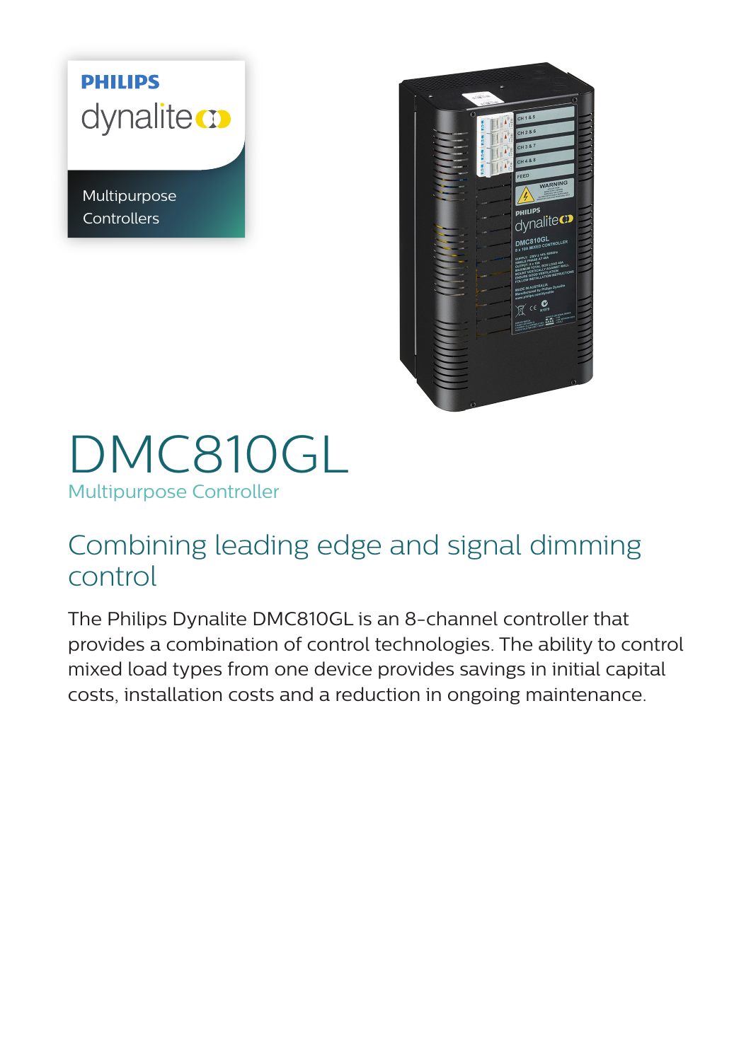PHILIPS

dynalite

Multipurpose Controllers

# DMC810GL

Multipurpose Controller

## Combining leading edge and signal dimming control

The Philips Dynalite DMC810GL is an 8-channel controller that provides a combination of control technologies. The ability to control mixed load types from one device provides savings in initial capital costs, installation costs and a reduction in ongoing maintenance.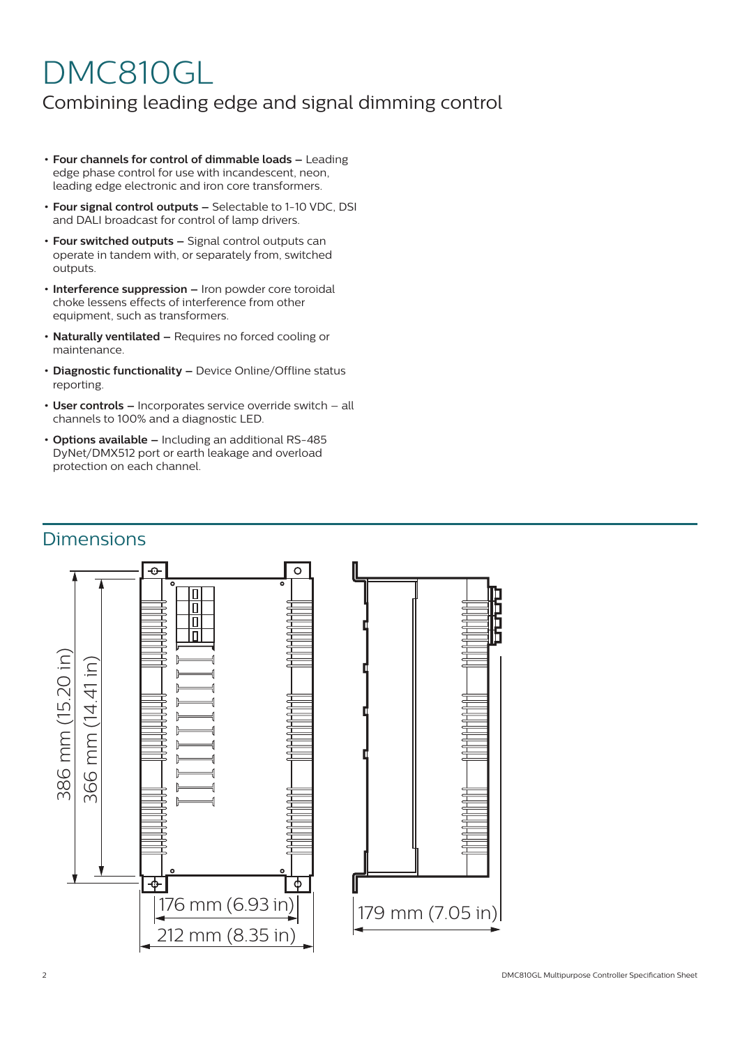# DMC810GL

## Combining leading edge and signal dimming control

- **Four channels for control of dimmable loads –** Leading edge phase control for use with incandescent, neon, leading edge electronic and iron core transformers.
- **Four signal control outputs –** Selectable to 1-10 VDC, DSI and DALI broadcast for control of lamp drivers.
- **Four switched outputs –** Signal control outputs can operate in tandem with, or separately from, switched outputs.
- **Interference suppression –** Iron powder core toroidal choke lessens effects of interference from other equipment, such as transformers.
- **Naturally ventilated –** Requires no forced cooling or maintenance.
- **Diagnostic functionality –** Device Online/Offline status reporting.
- **User controls –** Incorporates service override switch – all channels to 100% and a diagnostic LED.
- **Options available –** Including an additional RS-485 DyNet/DMX512 port or earth leakage and overload protection on each channel.

## Dimensions

386 mm (15.20 in)

366 mm (14.41 in)

176 mm (6.93 in)

212 mm (8.35 in)

179 mm (7.05 in)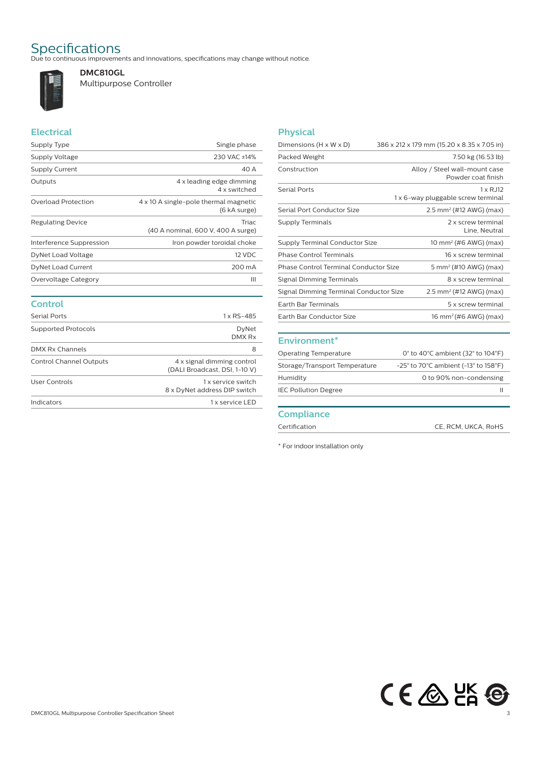# Specifications

Due to continuous improvements and innovations, specifications may change without notice.

**DMC810GL**
Multipurpose Controller

## Electrical

| | |
|---|---|
| Supply Type | Single phase |
| Supply Voltage | 230 VAC ±14% |
| Supply Current | 40 A |
| Outputs | 4 x leading edge dimming<br>4 x switched |
| Overload Protection | 4 x 10 A single-pole thermal magnetic (6 kA surge) |
| Regulating Device | Triac<br>(40 A nominal, 600 V, 400 A surge) |
| Interference Suppression | Iron powder toroidal choke |
| DyNet Load Voltage | 12 VDC |
| DyNet Load Current | 200 mA |
| Overvoltage Category | III |

## Control

| | |
|---|---|
| Serial Ports | 1 x RS-485 |
| Supported Protocols | DyNet<br>DMX Rx |
| DMX Rx Channels | 8 |
| Control Channel Outputs | 4 x signal dimming control<br>(DALI Broadcast, DSI, 1-10 V) |
| User Controls | 1 x service switch<br>8 x DyNet address DIP switch |
| Indicators | 1 x service LED |

## Physical

| | |
|---|---|
| Dimensions (H x W x D) | 386 x 212 x 179 mm (15.20 x 8.35 x 7.05 in) |
| Packed Weight | 7.50 kg (16.53 lb) |
| Construction | Alloy / Steel wall-mount case<br>Powder coat finish |
| Serial Ports | 1 x RJ12<br>1 x 6-way pluggable screw terminal |
| Serial Port Conductor Size | 2.5 mm² (#12 AWG) (max) |
| Supply Terminals | 2 x screw terminal<br>Line, Neutral |
| Supply Terminal Conductor Size | 10 mm² (#6 AWG) (max) |
| Phase Control Terminals | 16 x screw terminal |
| Phase Control Terminal Conductor Size | 5 mm² (#10 AWG) (max) |
| Signal Dimming Terminals | 8 x screw terminal |
| Signal Dimming Terminal Conductor Size | 2.5 mm² (#12 AWG) (max) |
| Earth Bar Terminals | 5 x screw terminal |
| Earth Bar Conductor Size | 16 mm² (#6 AWG) (max) |

## Environment*

| | |
|---|---|
| Operating Temperature | 0° to 40°C ambient (32° to 104°F) |
| Storage/Transport Temperature | -25° to 70°C ambient (-13° to 158°F) |
| Humidity | 0 to 90% non-condensing |
| IEC Pollution Degree | II |

## Compliance

| | |
|---|---|
| Certification | CE, RCM, UKCA, RoHS |

\* For indoor installation only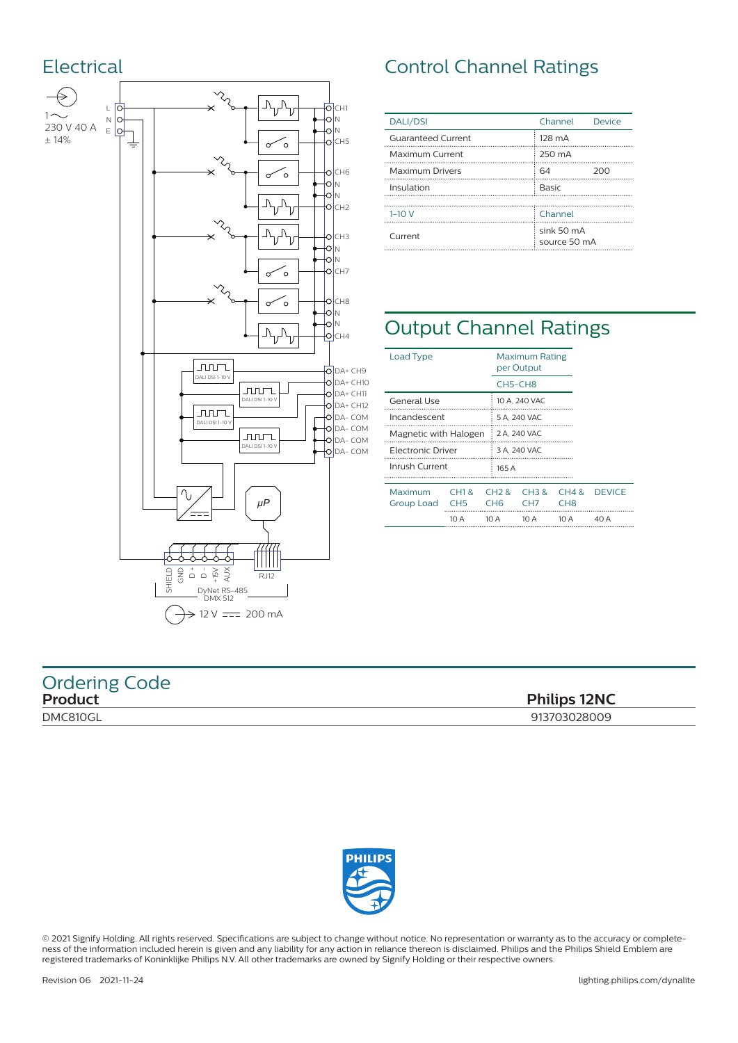## Electrical

1~
230 V 40 A
± 14%

L
N
E

CH1
N
N
CH5
CH6
N
N
CH2
CH3
N
N
CH7
CH8
N
N
CH4

DALI DSI 1-10 V
DALI DSI 1-10 V
DALI DSI 1-10 V
DALI DSI 1-10 V

DA+ CH9
DA+ CH10
DA+ CH11
DA+ CH12
DA- COM
DA- COM
DA- COM
DA- COM

μP

SHIELD
GND
D +
D -
+15V
AUX
RJ12

DyNet RS-485
DMX 512

12 V ⎓ 200 mA

## Control Channel Ratings

| DALI/DSI | Channel | Device |
|---|---|---|
| Guaranteed Current | 128 mA | |
| Maximum Current | 250 mA | |
| Maximum Drivers | 64 | 200 |
| Insulation | Basic | |

| 1-10 V | Channel |
|---|---|
| Current | sink 50 mA<br>source 50 mA |

## Output Channel Ratings

| Load Type | Maximum Rating per Output |
|---|---|
| | CH5–CH8 |
| General Use | 10 A, 240 VAC |
| Incandescent | 5 A, 240 VAC |
| Magnetic with Halogen | 2 A, 240 VAC |
| Electronic Driver | 3 A, 240 VAC |
| Inrush Current | 165 A |

| Maximum Group Load | CH1 & CH5 | CH2 & CH6 | CH3 & CH7 | CH4 & CH8 | DEVICE |
|---|---|---|---|---|---|
| | 10 A | 10 A | 10 A | 10 A | 40 A |

## Ordering Code

| Product | Philips 12NC |
|---|---|
| DMC810GL | 913703028009 |

© 2021 Signify Holding. All rights reserved. Specifications are subject to change without notice. No representation or warranty as to the accuracy or completeness of the information included herein is given and any liability for any action in reliance thereon is disclaimed. Philips and the Philips Shield Emblem are registered trademarks of Koninklijke Philips N.V. All other trademarks are owned by Signify Holding or their respective owners.

Revision 06 2021-11-24

lighting.philips.com/dynalite